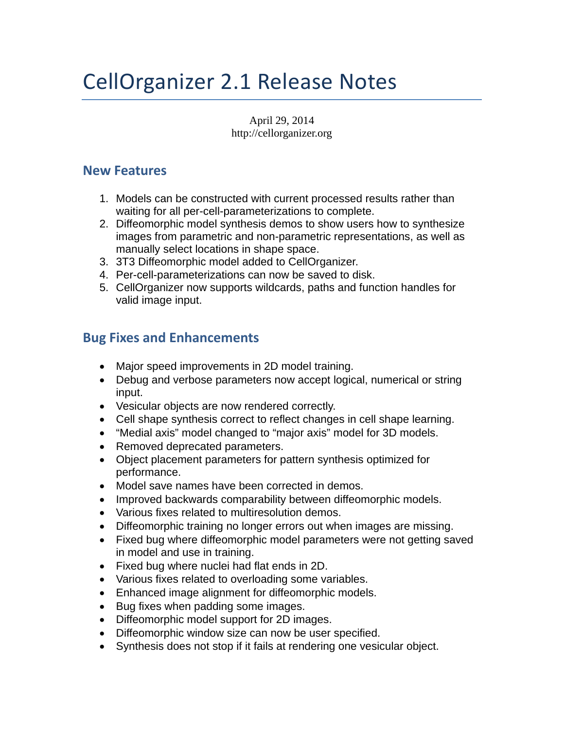# CellOrganizer 2.1 Release Notes

April 29, 2014
http://cellorganizer.org

## New Features

1. Models can be constructed with current processed results rather than waiting for all per-cell-parameterizations to complete.
2. Diffeomorphic model synthesis demos to show users how to synthesize images from parametric and non-parametric representations, as well as manually select locations in shape space.
3. 3T3 Diffeomorphic model added to CellOrganizer.
4. Per-cell-parameterizations can now be saved to disk.
5. CellOrganizer now supports wildcards, paths and function handles for valid image input.

## Bug Fixes and Enhancements

- Major speed improvements in 2D model training.
- Debug and verbose parameters now accept logical, numerical or string input.
- Vesicular objects are now rendered correctly.
- Cell shape synthesis correct to reflect changes in cell shape learning.
- "Medial axis" model changed to "major axis" model for 3D models.
- Removed deprecated parameters.
- Object placement parameters for pattern synthesis optimized for performance.
- Model save names have been corrected in demos.
- Improved backwards comparability between diffeomorphic models.
- Various fixes related to multiresolution demos.
- Diffeomorphic training no longer errors out when images are missing.
- Fixed bug where diffeomorphic model parameters were not getting saved in model and use in training.
- Fixed bug where nuclei had flat ends in 2D.
- Various fixes related to overloading some variables.
- Enhanced image alignment for diffeomorphic models.
- Bug fixes when padding some images.
- Diffeomorphic model support for 2D images.
- Diffeomorphic window size can now be user specified.
- Synthesis does not stop if it fails at rendering one vesicular object.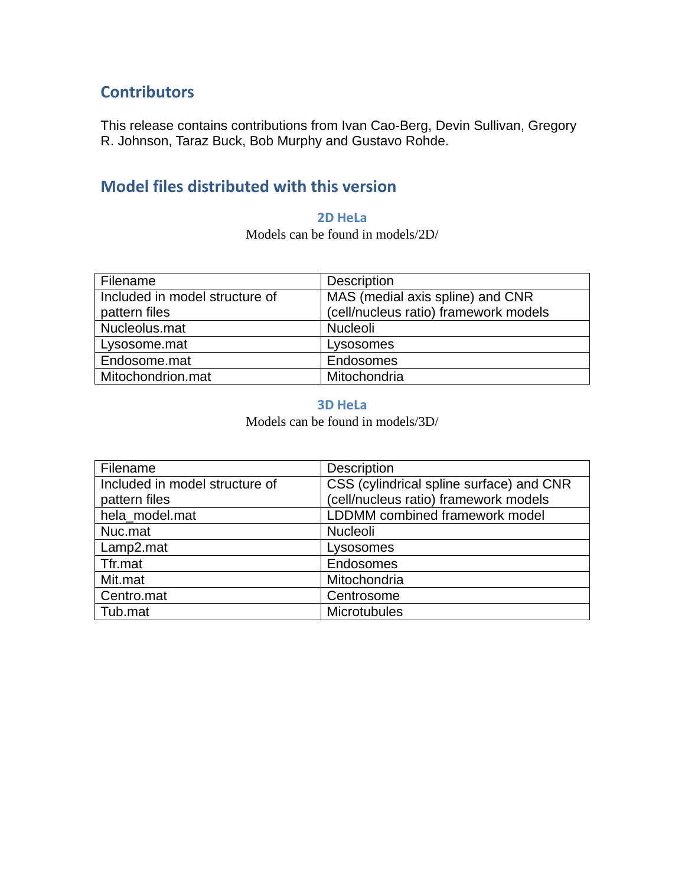## Contributors

This release contains contributions from Ivan Cao-Berg, Devin Sullivan, Gregory R. Johnson, Taraz Buck, Bob Murphy and Gustavo Rohde.

## Model files distributed with this version

### 2D HeLa

Models can be found in models/2D/

| Filename | Description |
|---|---|
| Included in model structure of pattern files | MAS (medial axis spline) and CNR (cell/nucleus ratio) framework models |
| Nucleolus.mat | Nucleoli |
| Lysosome.mat | Lysosomes |
| Endosome.mat | Endosomes |
| Mitochondrion.mat | Mitochondria |

### 3D HeLa

Models can be found in models/3D/

| Filename | Description |
|---|---|
| Included in model structure of pattern files | CSS (cylindrical spline surface) and CNR (cell/nucleus ratio) framework models |
| hela_model.mat | LDDMM combined framework model |
| Nuc.mat | Nucleoli |
| Lamp2.mat | Lysosomes |
| Tfr.mat | Endosomes |
| Mit.mat | Mitochondria |
| Centro.mat | Centrosome |
| Tub.mat | Microtubules |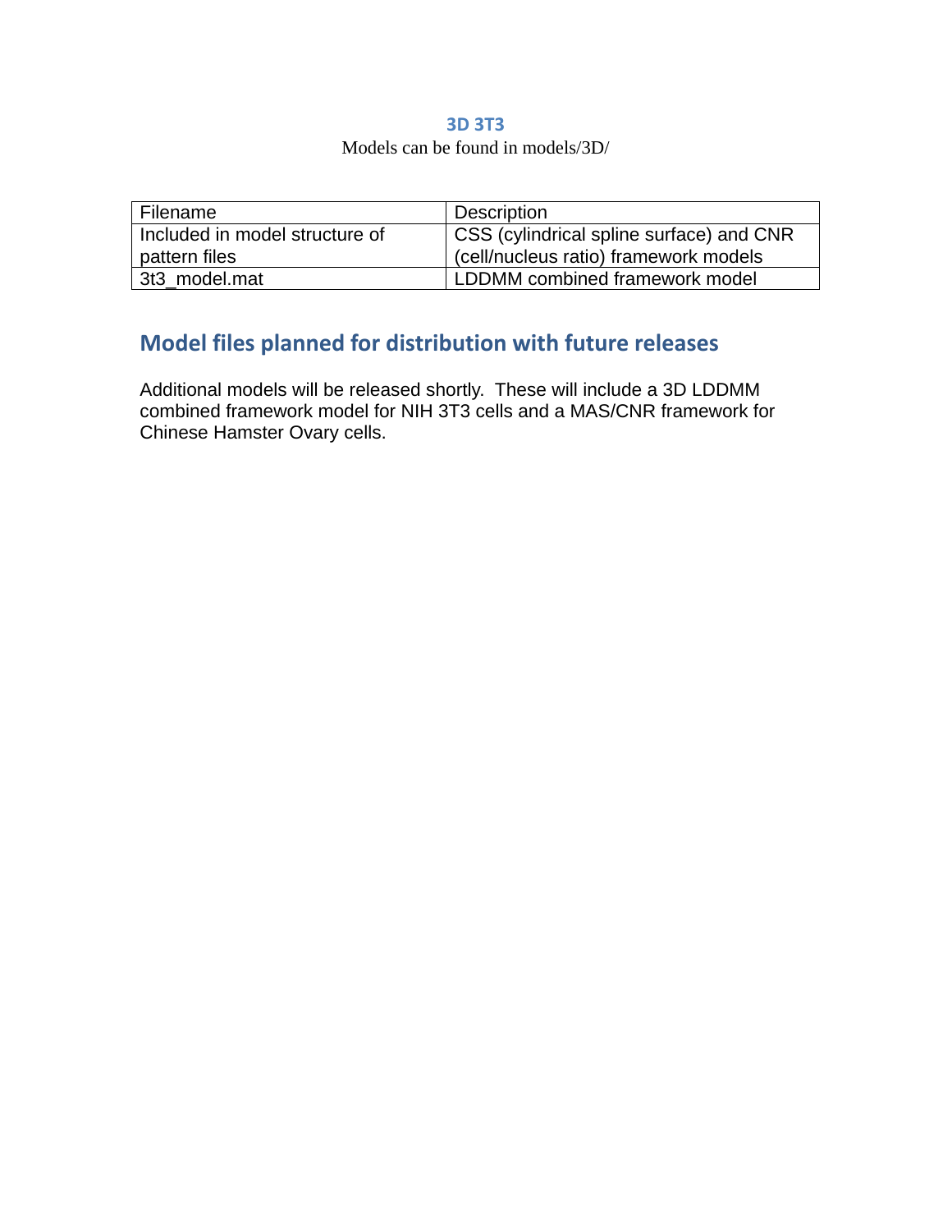### 3D 3T3

Models can be found in models/3D/

| Filename | Description |
|---|---|
| Included in model structure of pattern files | CSS (cylindrical spline surface) and CNR (cell/nucleus ratio) framework models |
| 3t3_model.mat | LDDMM combined framework model |

## Model files planned for distribution with future releases

Additional models will be released shortly. These will include a 3D LDDMM combined framework model for NIH 3T3 cells and a MAS/CNR framework for Chinese Hamster Ovary cells.